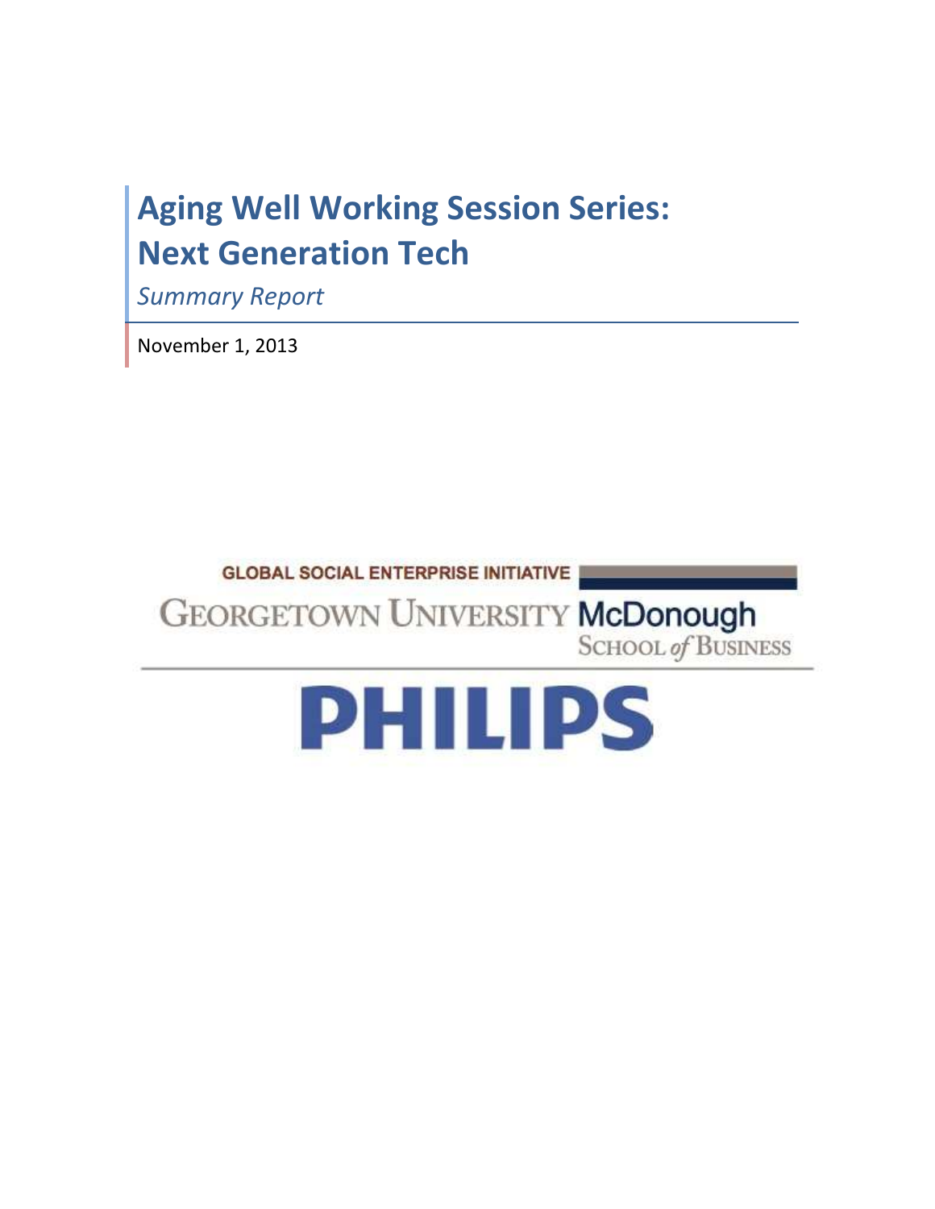# Aging Well Working Session Series: Next Generation Tech

*Summary Report*

November 1, 2013

GLOBAL SOCIAL ENTERPRISE INITIATIVE

GEORGETOWN UNIVERSITY McDonough SCHOOL of BUSINESS

PHILIPS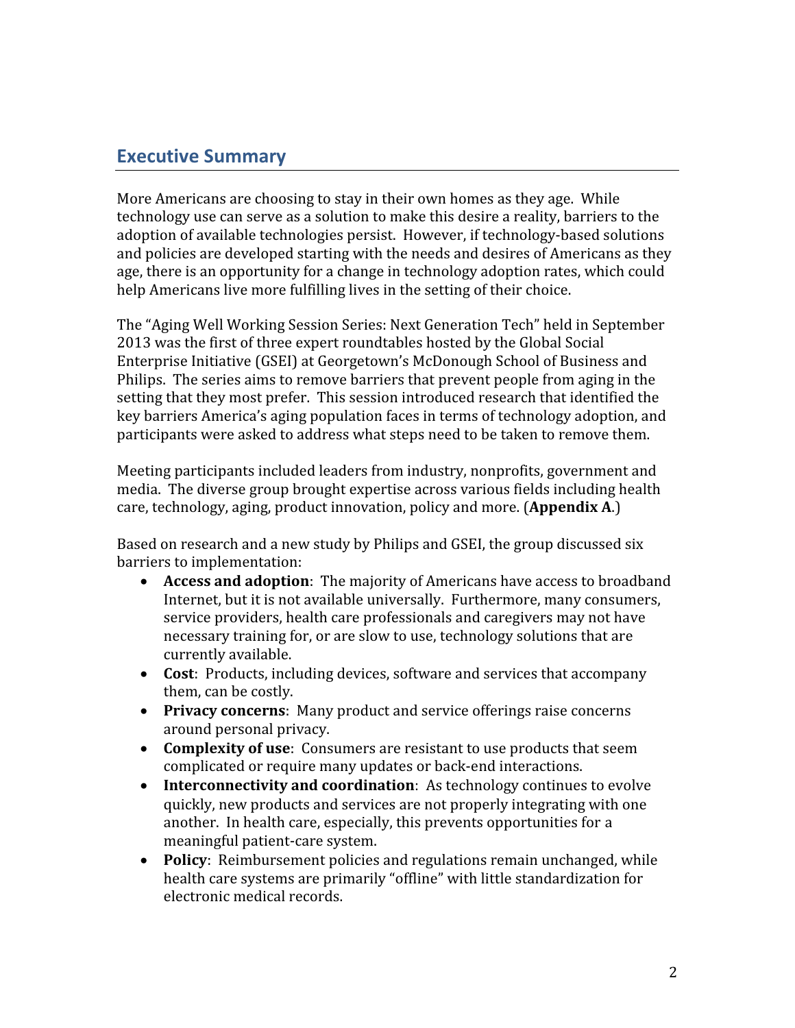## Executive Summary

More Americans are choosing to stay in their own homes as they age. While technology use can serve as a solution to make this desire a reality, barriers to the adoption of available technologies persist. However, if technology-based solutions and policies are developed starting with the needs and desires of Americans as they age, there is an opportunity for a change in technology adoption rates, which could help Americans live more fulfilling lives in the setting of their choice.

The "Aging Well Working Session Series: Next Generation Tech" held in September 2013 was the first of three expert roundtables hosted by the Global Social Enterprise Initiative (GSEI) at Georgetown's McDonough School of Business and Philips. The series aims to remove barriers that prevent people from aging in the setting that they most prefer. This session introduced research that identified the key barriers America's aging population faces in terms of technology adoption, and participants were asked to address what steps need to be taken to remove them.

Meeting participants included leaders from industry, nonprofits, government and media. The diverse group brought expertise across various fields including health care, technology, aging, product innovation, policy and more. (**Appendix A**.)

Based on research and a new study by Philips and GSEI, the group discussed six barriers to implementation:

- **Access and adoption**: The majority of Americans have access to broadband Internet, but it is not available universally. Furthermore, many consumers, service providers, health care professionals and caregivers may not have necessary training for, or are slow to use, technology solutions that are currently available.
- **Cost**: Products, including devices, software and services that accompany them, can be costly.
- **Privacy concerns**: Many product and service offerings raise concerns around personal privacy.
- **Complexity of use**: Consumers are resistant to use products that seem complicated or require many updates or back-end interactions.
- **Interconnectivity and coordination**: As technology continues to evolve quickly, new products and services are not properly integrating with one another. In health care, especially, this prevents opportunities for a meaningful patient-care system.
- **Policy**: Reimbursement policies and regulations remain unchanged, while health care systems are primarily "offline" with little standardization for electronic medical records.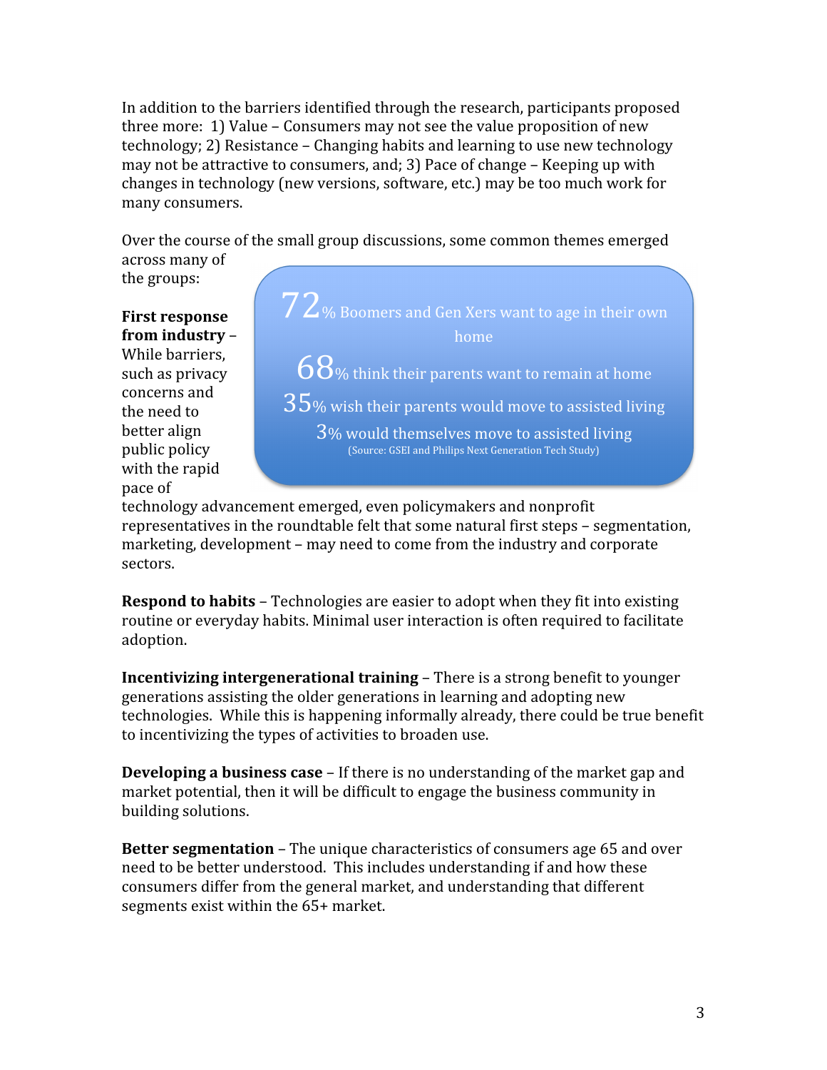In addition to the barriers identified through the research, participants proposed three more: 1) Value – Consumers may not see the value proposition of new technology; 2) Resistance – Changing habits and learning to use new technology may not be attractive to consumers, and; 3) Pace of change – Keeping up with changes in technology (new versions, software, etc.) may be too much work for many consumers.

Over the course of the small group discussions, some common themes emerged across many of the groups:

> 72% Boomers and Gen Xers want to age in their own home
>
> 68% think their parents want to remain at home
>
> 35% wish their parents would move to assisted living
>
> 3% would themselves move to assisted living
>
> (Source: GSEI and Philips Next Generation Tech Study)

**First response from industry** – While barriers, such as privacy concerns and the need to better align public policy with the rapid pace of technology advancement emerged, even policymakers and nonprofit representatives in the roundtable felt that some natural first steps – segmentation, marketing, development – may need to come from the industry and corporate sectors.

**Respond to habits** – Technologies are easier to adopt when they fit into existing routine or everyday habits. Minimal user interaction is often required to facilitate adoption.

**Incentivizing intergenerational training** – There is a strong benefit to younger generations assisting the older generations in learning and adopting new technologies. While this is happening informally already, there could be true benefit to incentivizing the types of activities to broaden use.

**Developing a business case** – If there is no understanding of the market gap and market potential, then it will be difficult to engage the business community in building solutions.

**Better segmentation** – The unique characteristics of consumers age 65 and over need to be better understood. This includes understanding if and how these consumers differ from the general market, and understanding that different segments exist within the 65+ market.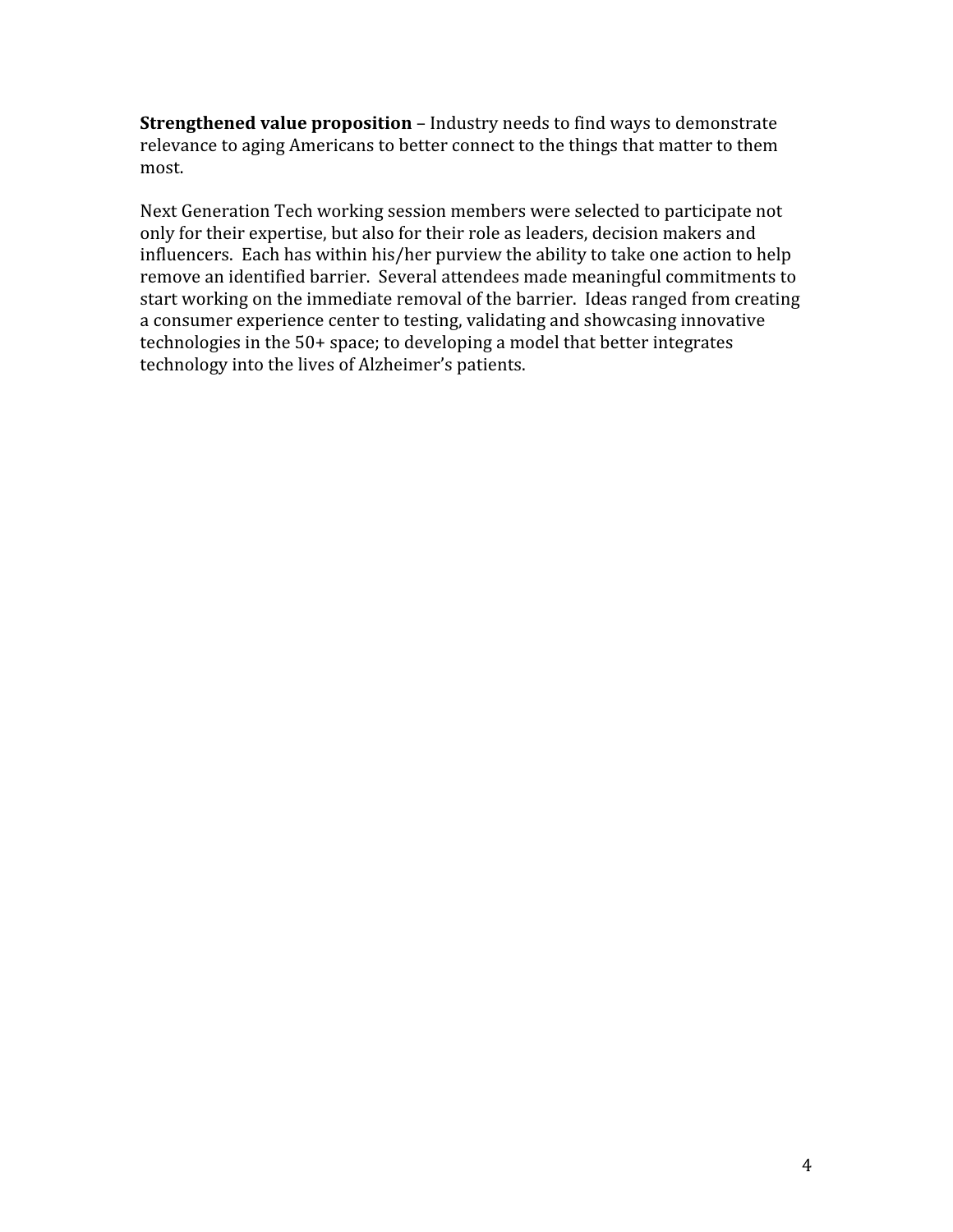**Strengthened value proposition** – Industry needs to find ways to demonstrate relevance to aging Americans to better connect to the things that matter to them most.

Next Generation Tech working session members were selected to participate not only for their expertise, but also for their role as leaders, decision makers and influencers. Each has within his/her purview the ability to take one action to help remove an identified barrier. Several attendees made meaningful commitments to start working on the immediate removal of the barrier. Ideas ranged from creating a consumer experience center to testing, validating and showcasing innovative technologies in the 50+ space; to developing a model that better integrates technology into the lives of Alzheimer's patients.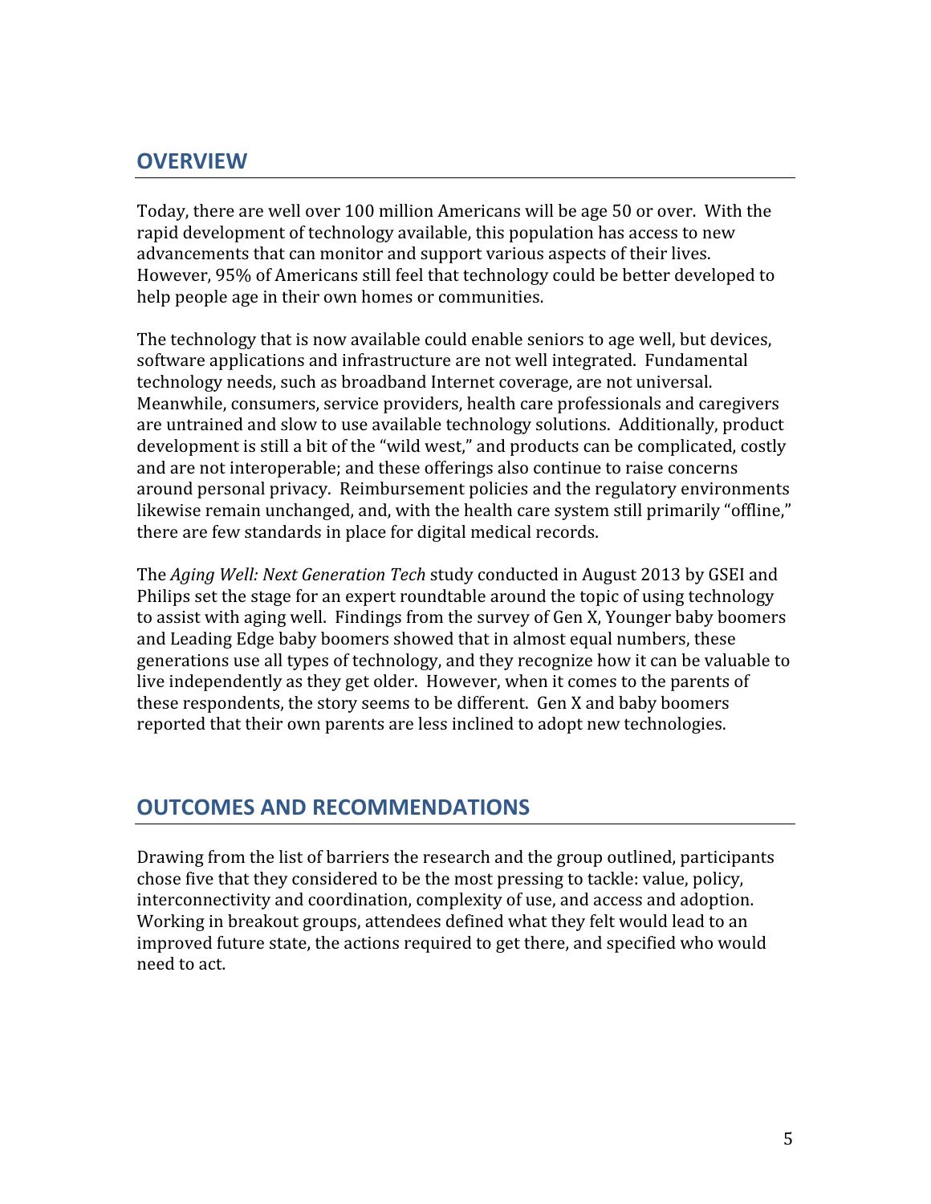## OVERVIEW

Today, there are well over 100 million Americans will be age 50 or over. With the rapid development of technology available, this population has access to new advancements that can monitor and support various aspects of their lives. However, 95% of Americans still feel that technology could be better developed to help people age in their own homes or communities.

The technology that is now available could enable seniors to age well, but devices, software applications and infrastructure are not well integrated. Fundamental technology needs, such as broadband Internet coverage, are not universal. Meanwhile, consumers, service providers, health care professionals and caregivers are untrained and slow to use available technology solutions. Additionally, product development is still a bit of the "wild west," and products can be complicated, costly and are not interoperable; and these offerings also continue to raise concerns around personal privacy. Reimbursement policies and the regulatory environments likewise remain unchanged, and, with the health care system still primarily "offline," there are few standards in place for digital medical records.

The *Aging Well: Next Generation Tech* study conducted in August 2013 by GSEI and Philips set the stage for an expert roundtable around the topic of using technology to assist with aging well. Findings from the survey of Gen X, Younger baby boomers and Leading Edge baby boomers showed that in almost equal numbers, these generations use all types of technology, and they recognize how it can be valuable to live independently as they get older. However, when it comes to the parents of these respondents, the story seems to be different. Gen X and baby boomers reported that their own parents are less inclined to adopt new technologies.

## OUTCOMES AND RECOMMENDATIONS

Drawing from the list of barriers the research and the group outlined, participants chose five that they considered to be the most pressing to tackle: value, policy, interconnectivity and coordination, complexity of use, and access and adoption. Working in breakout groups, attendees defined what they felt would lead to an improved future state, the actions required to get there, and specified who would need to act.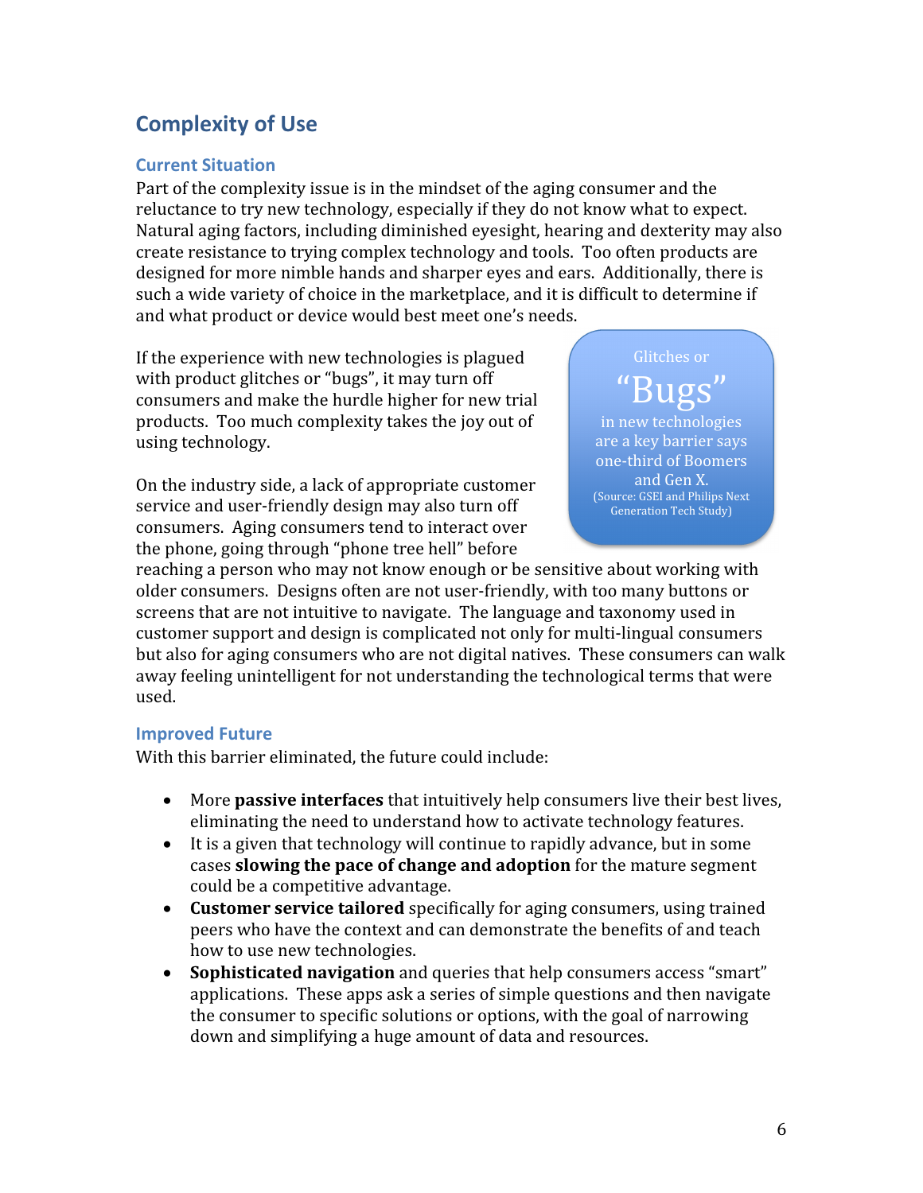## Complexity of Use

### Current Situation

Part of the complexity issue is in the mindset of the aging consumer and the reluctance to try new technology, especially if they do not know what to expect. Natural aging factors, including diminished eyesight, hearing and dexterity may also create resistance to trying complex technology and tools. Too often products are designed for more nimble hands and sharper eyes and ears. Additionally, there is such a wide variety of choice in the marketplace, and it is difficult to determine if and what product or device would best meet one's needs.

If the experience with new technologies is plagued with product glitches or "bugs", it may turn off consumers and make the hurdle higher for new trial products. Too much complexity takes the joy out of using technology.

> Glitches or **"Bugs"** in new technologies are a key barrier says one-third of Boomers and Gen X.
> (Source: GSEI and Philips Next Generation Tech Study)

On the industry side, a lack of appropriate customer service and user-friendly design may also turn off consumers. Aging consumers tend to interact over the phone, going through "phone tree hell" before reaching a person who may not know enough or be sensitive about working with older consumers. Designs often are not user-friendly, with too many buttons or screens that are not intuitive to navigate. The language and taxonomy used in customer support and design is complicated not only for multi-lingual consumers but also for aging consumers who are not digital natives. These consumers can walk away feeling unintelligent for not understanding the technological terms that were used.

### Improved Future

With this barrier eliminated, the future could include:

- More **passive interfaces** that intuitively help consumers live their best lives, eliminating the need to understand how to activate technology features.
- It is a given that technology will continue to rapidly advance, but in some cases **slowing the pace of change and adoption** for the mature segment could be a competitive advantage.
- **Customer service tailored** specifically for aging consumers, using trained peers who have the context and can demonstrate the benefits of and teach how to use new technologies.
- **Sophisticated navigation** and queries that help consumers access "smart" applications. These apps ask a series of simple questions and then navigate the consumer to specific solutions or options, with the goal of narrowing down and simplifying a huge amount of data and resources.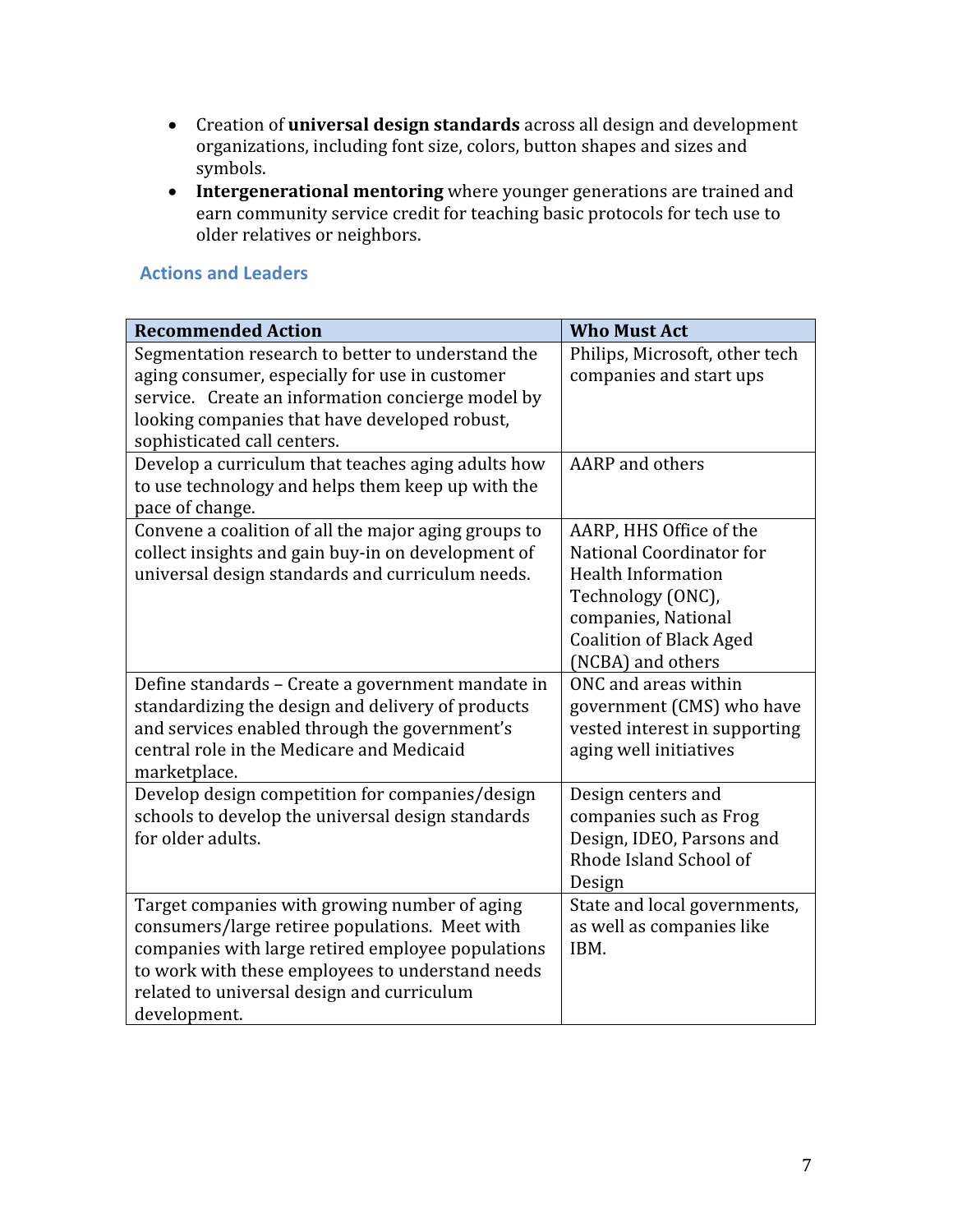- Creation of **universal design standards** across all design and development organizations, including font size, colors, button shapes and sizes and symbols.
- **Intergenerational mentoring** where younger generations are trained and earn community service credit for teaching basic protocols for tech use to older relatives or neighbors.

### Actions and Leaders

| Recommended Action | Who Must Act |
|---|---|
| Segmentation research to better to understand the aging consumer, especially for use in customer service. Create an information concierge model by looking companies that have developed robust, sophisticated call centers. | Philips, Microsoft, other tech companies and start ups |
| Develop a curriculum that teaches aging adults how to use technology and helps them keep up with the pace of change. | AARP and others |
| Convene a coalition of all the major aging groups to collect insights and gain buy-in on development of universal design standards and curriculum needs. | AARP, HHS Office of the National Coordinator for Health Information Technology (ONC), companies, National Coalition of Black Aged (NCBA) and others |
| Define standards – Create a government mandate in standardizing the design and delivery of products and services enabled through the government's central role in the Medicare and Medicaid marketplace. | ONC and areas within government (CMS) who have vested interest in supporting aging well initiatives |
| Develop design competition for companies/design schools to develop the universal design standards for older adults. | Design centers and companies such as Frog Design, IDEO, Parsons and Rhode Island School of Design |
| Target companies with growing number of aging consumers/large retiree populations. Meet with companies with large retired employee populations to work with these employees to understand needs related to universal design and curriculum development. | State and local governments, as well as companies like IBM. |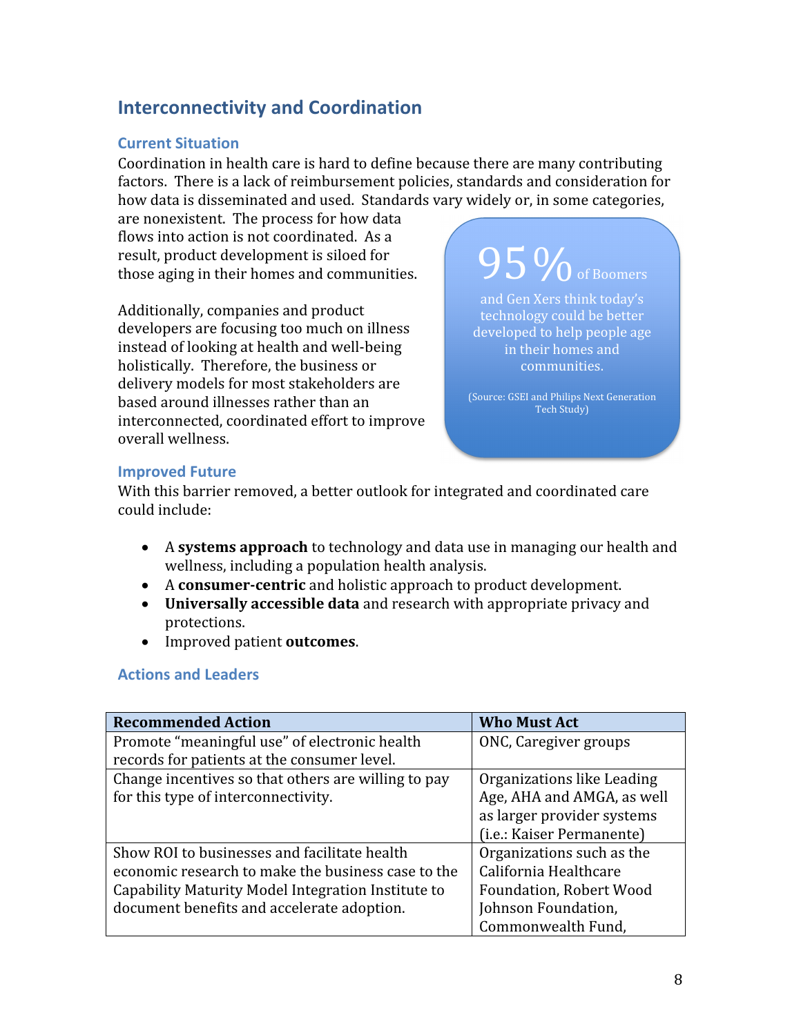## Interconnectivity and Coordination

### Current Situation

Coordination in health care is hard to define because there are many contributing factors. There is a lack of reimbursement policies, standards and consideration for how data is disseminated and used. Standards vary widely or, in some categories, are nonexistent. The process for how data flows into action is not coordinated. As a result, product development is siloed for those aging in their homes and communities.

Additionally, companies and product developers are focusing too much on illness instead of looking at health and well-being holistically. Therefore, the business or delivery models for most stakeholders are based around illnesses rather than an interconnected, coordinated effort to improve overall wellness.

> 95% of Boomers and Gen Xers think today's technology could be better developed to help people age in their homes and communities.
>
> (Source: GSEI and Philips Next Generation Tech Study)

### Improved Future

With this barrier removed, a better outlook for integrated and coordinated care could include:

- A **systems approach** to technology and data use in managing our health and wellness, including a population health analysis.
- A **consumer-centric** and holistic approach to product development.
- **Universally accessible data** and research with appropriate privacy and protections.
- Improved patient **outcomes**.

### Actions and Leaders

| Recommended Action | Who Must Act |
| --- | --- |
| Promote "meaningful use" of electronic health records for patients at the consumer level. | ONC, Caregiver groups |
| Change incentives so that others are willing to pay for this type of interconnectivity. | Organizations like Leading Age, AHA and AMGA, as well as larger provider systems (i.e.: Kaiser Permanente) |
| Show ROI to businesses and facilitate health economic research to make the business case to the Capability Maturity Model Integration Institute to document benefits and accelerate adoption. | Organizations such as the California Healthcare Foundation, Robert Wood Johnson Foundation, Commonwealth Fund, |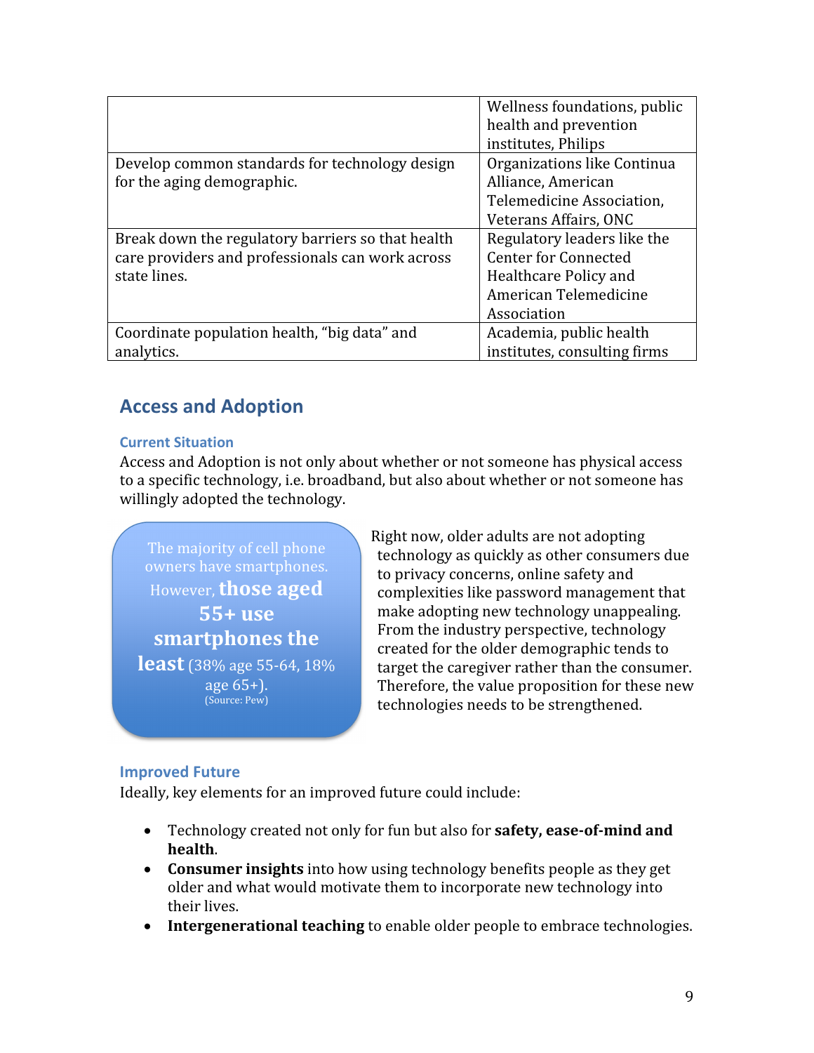| | |
|---|---|
| | Wellness foundations, public health and prevention institutes, Philips |
| Develop common standards for technology design for the aging demographic. | Organizations like Continua Alliance, American Telemedicine Association, Veterans Affairs, ONC |
| Break down the regulatory barriers so that health care providers and professionals can work across state lines. | Regulatory leaders like the Center for Connected Healthcare Policy and American Telemedicine Association |
| Coordinate population health, "big data" and analytics. | Academia, public health institutes, consulting firms |

## Access and Adoption

### Current Situation

Access and Adoption is not only about whether or not someone has physical access to a specific technology, i.e. broadband, but also about whether or not someone has willingly adopted the technology.

> The majority of cell phone owners have smartphones. However, **those aged 55+ use smartphones the least** (38% age 55-64, 18% age 65+).
> (Source: Pew)

Right now, older adults are not adopting technology as quickly as other consumers due to privacy concerns, online safety and complexities like password management that make adopting new technology unappealing. From the industry perspective, technology created for the older demographic tends to target the caregiver rather than the consumer. Therefore, the value proposition for these new technologies needs to be strengthened.

### Improved Future

Ideally, key elements for an improved future could include:

- Technology created not only for fun but also for **safety, ease-of-mind and health**.
- **Consumer insights** into how using technology benefits people as they get older and what would motivate them to incorporate new technology into their lives.
- **Intergenerational teaching** to enable older people to embrace technologies.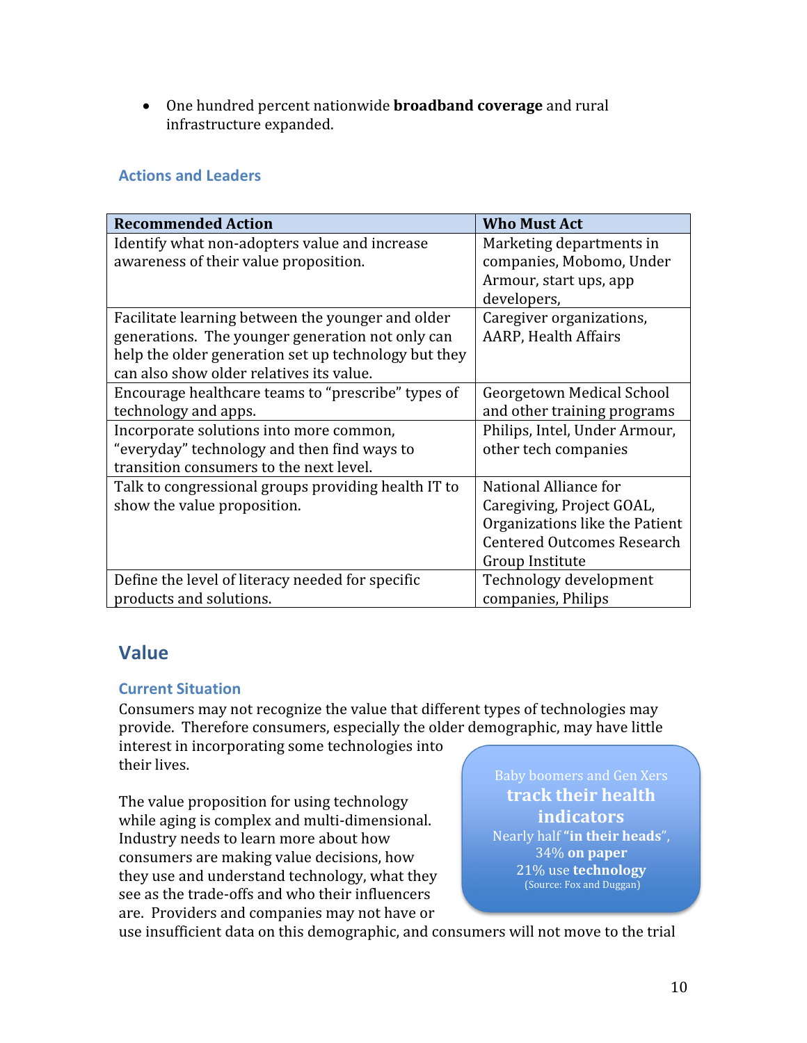- One hundred percent nationwide **broadband coverage** and rural infrastructure expanded.

### Actions and Leaders

| Recommended Action | Who Must Act |
|---|---|
| Identify what non-adopters value and increase awareness of their value proposition. | Marketing departments in companies, Mobomo, Under Armour, start ups, app developers, |
| Facilitate learning between the younger and older generations. The younger generation not only can help the older generation set up technology but they can also show older relatives its value. | Caregiver organizations, AARP, Health Affairs |
| Encourage healthcare teams to "prescribe" types of technology and apps. | Georgetown Medical School and other training programs |
| Incorporate solutions into more common, "everyday" technology and then find ways to transition consumers to the next level. | Philips, Intel, Under Armour, other tech companies |
| Talk to congressional groups providing health IT to show the value proposition. | National Alliance for Caregiving, Project GOAL, Organizations like the Patient Centered Outcomes Research Group Institute |
| Define the level of literacy needed for specific products and solutions. | Technology development companies, Philips |

## Value

### Current Situation

Consumers may not recognize the value that different types of technologies may provide. Therefore consumers, especially the older demographic, may have little interest in incorporating some technologies into their lives.

> Baby boomers and Gen Xers **track their health indicators**
> Nearly half **"in their heads"**, 34% **on paper**
> 21% use **technology**
> (Source: Fox and Duggan)

The value proposition for using technology while aging is complex and multi-dimensional. Industry needs to learn more about how consumers are making value decisions, how they use and understand technology, what they see as the trade-offs and who their influencers are. Providers and companies may not have or use insufficient data on this demographic, and consumers will not move to the trial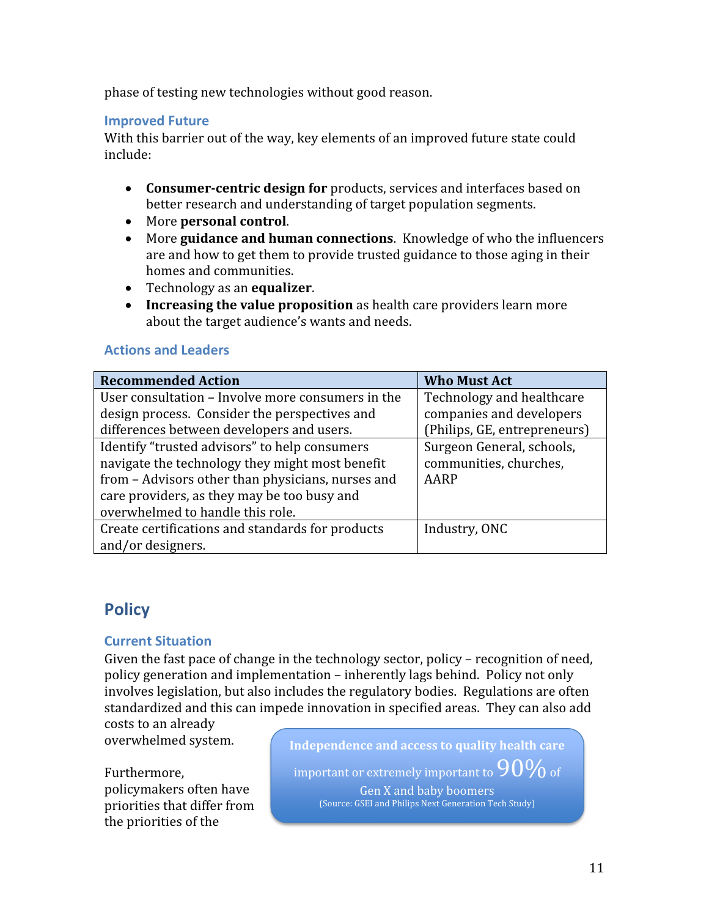phase of testing new technologies without good reason.

### Improved Future

With this barrier out of the way, key elements of an improved future state could include:

- **Consumer-centric design for** products, services and interfaces based on better research and understanding of target population segments.
- More **personal control**.
- More **guidance and human connections**. Knowledge of who the influencers are and how to get them to provide trusted guidance to those aging in their homes and communities.
- Technology as an **equalizer**.
- **Increasing the value proposition** as health care providers learn more about the target audience's wants and needs.

### Actions and Leaders

| Recommended Action | Who Must Act |
| --- | --- |
| User consultation – Involve more consumers in the design process. Consider the perspectives and differences between developers and users. | Technology and healthcare companies and developers (Philips, GE, entrepreneurs) |
| Identify "trusted advisors" to help consumers navigate the technology they might most benefit from – Advisors other than physicians, nurses and care providers, as they may be too busy and overwhelmed to handle this role. | Surgeon General, schools, communities, churches, AARP |
| Create certifications and standards for products and/or designers. | Industry, ONC |

## Policy

### Current Situation

Given the fast pace of change in the technology sector, policy – recognition of need, policy generation and implementation – inherently lags behind. Policy not only involves legislation, but also includes the regulatory bodies. Regulations are often standardized and this can impede innovation in specified areas. They can also add costs to an already overwhelmed system.

Furthermore, policymakers often have priorities that differ from the priorities of the

> **Independence and access to quality health care** important or extremely important to 90% of Gen X and baby boomers
> (Source: GSEI and Philips Next Generation Tech Study)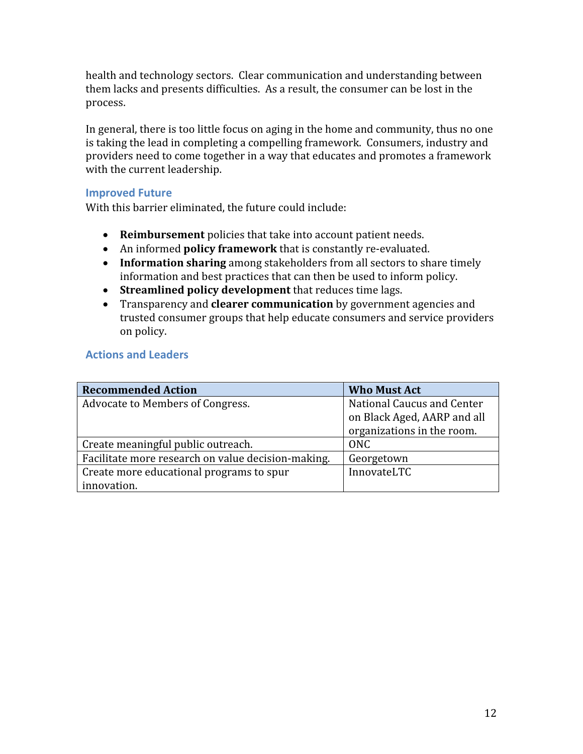health and technology sectors. Clear communication and understanding between them lacks and presents difficulties. As a result, the consumer can be lost in the process.

In general, there is too little focus on aging in the home and community, thus no one is taking the lead in completing a compelling framework. Consumers, industry and providers need to come together in a way that educates and promotes a framework with the current leadership.

### Improved Future

With this barrier eliminated, the future could include:

- **Reimbursement** policies that take into account patient needs.
- An informed **policy framework** that is constantly re-evaluated.
- **Information sharing** among stakeholders from all sectors to share timely information and best practices that can then be used to inform policy.
- **Streamlined policy development** that reduces time lags.
- Transparency and **clearer communication** by government agencies and trusted consumer groups that help educate consumers and service providers on policy.

### Actions and Leaders

| Recommended Action | Who Must Act |
|---|---|
| Advocate to Members of Congress. | National Caucus and Center on Black Aged, AARP and all organizations in the room. |
| Create meaningful public outreach. | ONC |
| Facilitate more research on value decision-making. | Georgetown |
| Create more educational programs to spur innovation. | InnovateLTC |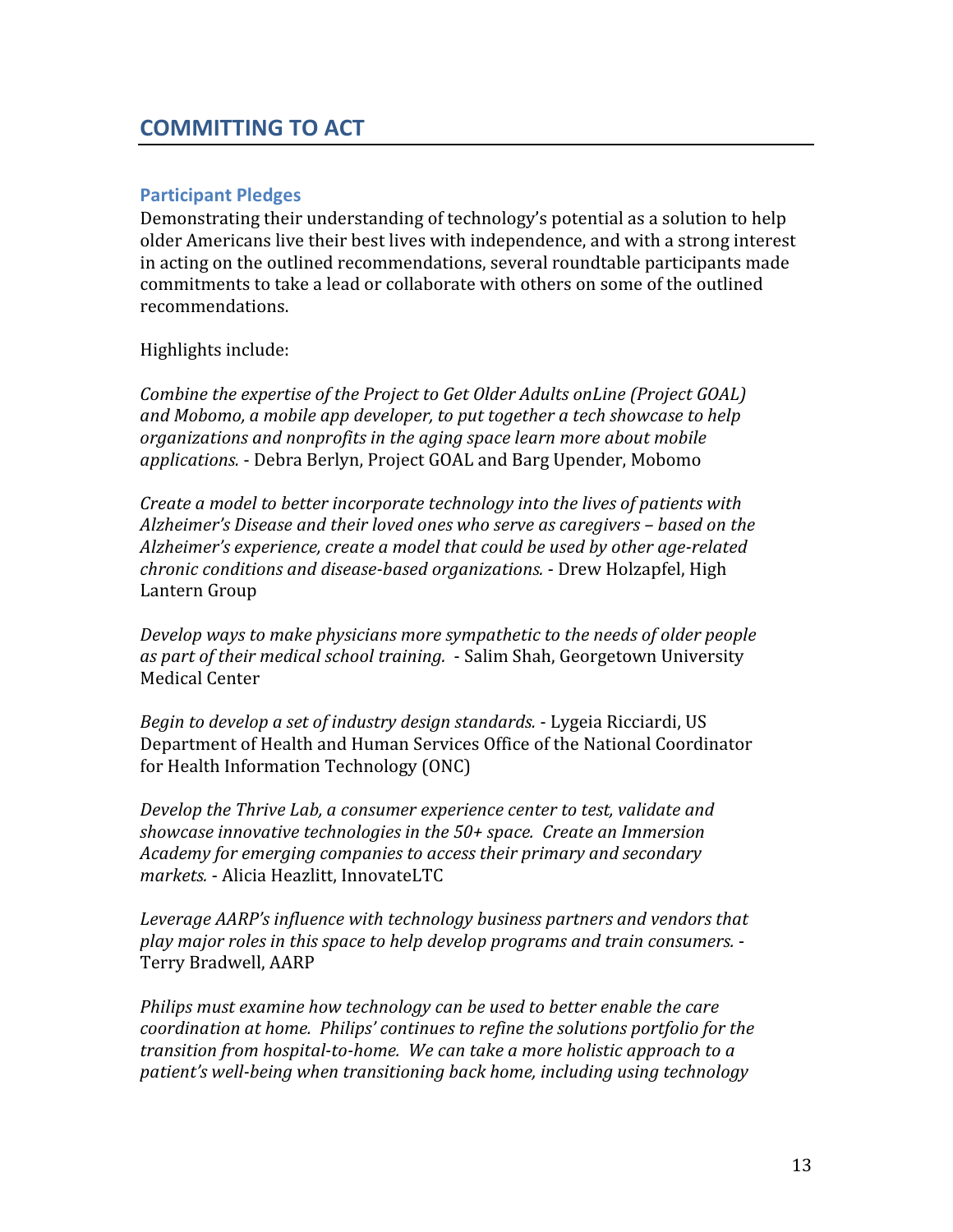## COMMITTING TO ACT

### Participant Pledges

Demonstrating their understanding of technology's potential as a solution to help older Americans live their best lives with independence, and with a strong interest in acting on the outlined recommendations, several roundtable participants made commitments to take a lead or collaborate with others on some of the outlined recommendations.

Highlights include:

*Combine the expertise of the Project to Get Older Adults onLine (Project GOAL) and Mobomo, a mobile app developer, to put together a tech showcase to help organizations and nonprofits in the aging space learn more about mobile applications.* - Debra Berlyn, Project GOAL and Barg Upender, Mobomo

*Create a model to better incorporate technology into the lives of patients with Alzheimer's Disease and their loved ones who serve as caregivers – based on the Alzheimer's experience, create a model that could be used by other age-related chronic conditions and disease-based organizations.* - Drew Holzapfel, High Lantern Group

*Develop ways to make physicians more sympathetic to the needs of older people as part of their medical school training.* - Salim Shah, Georgetown University Medical Center

*Begin to develop a set of industry design standards.* - Lygeia Ricciardi, US Department of Health and Human Services Office of the National Coordinator for Health Information Technology (ONC)

*Develop the Thrive Lab, a consumer experience center to test, validate and showcase innovative technologies in the 50+ space. Create an Immersion Academy for emerging companies to access their primary and secondary markets.* - Alicia Heazlitt, InnovateLTC

*Leverage AARP's influence with technology business partners and vendors that play major roles in this space to help develop programs and train consumers.* - Terry Bradwell, AARP

*Philips must examine how technology can be used to better enable the care coordination at home. Philips' continues to refine the solutions portfolio for the transition from hospital-to-home. We can take a more holistic approach to a patient's well-being when transitioning back home, including using technology*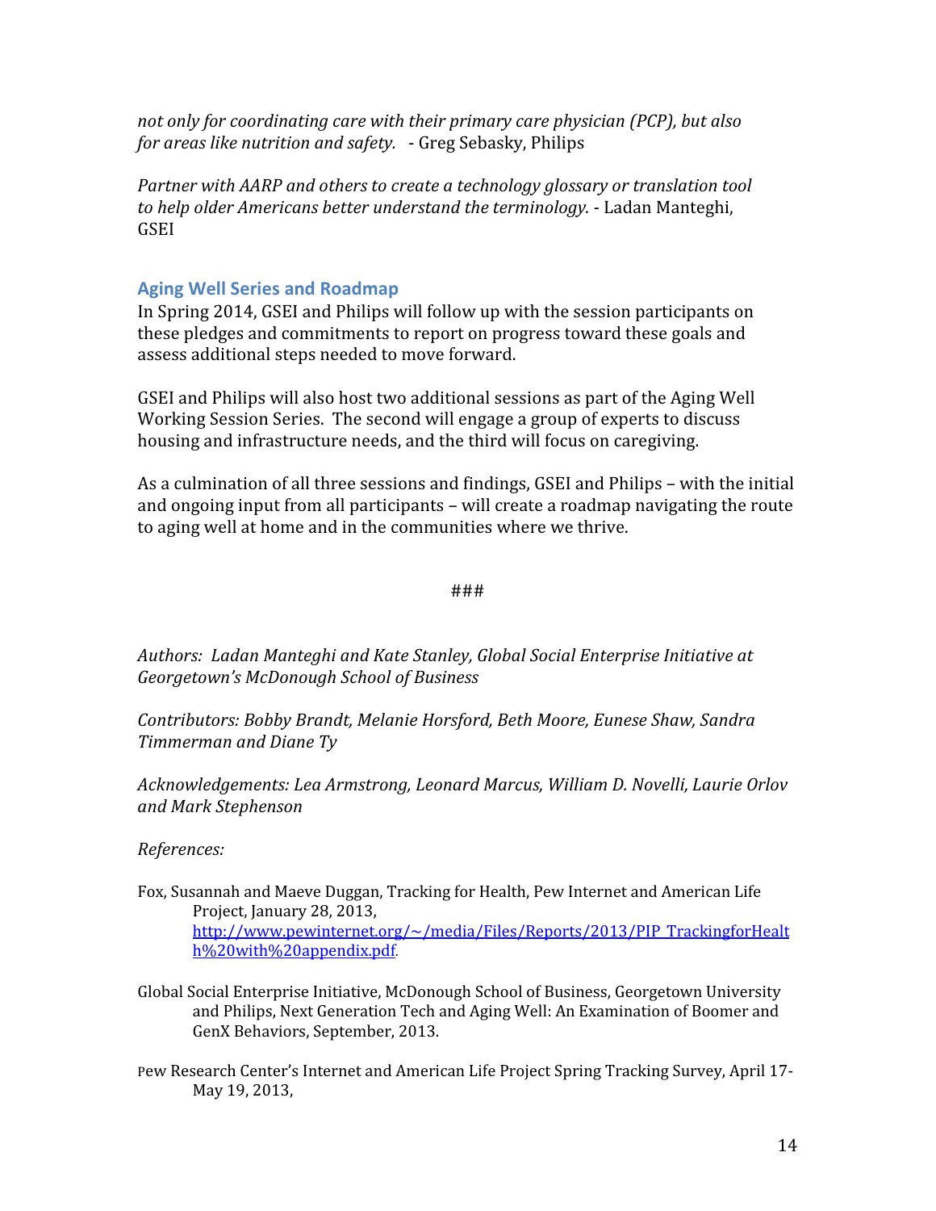*not only for coordinating care with their primary care physician (PCP), but also for areas like nutrition and safety.* - Greg Sebasky, Philips

*Partner with AARP and others to create a technology glossary or translation tool to help older Americans better understand the terminology.* - Ladan Manteghi, GSEI

## Aging Well Series and Roadmap

In Spring 2014, GSEI and Philips will follow up with the session participants on these pledges and commitments to report on progress toward these goals and assess additional steps needed to move forward.

GSEI and Philips will also host two additional sessions as part of the Aging Well Working Session Series. The second will engage a group of experts to discuss housing and infrastructure needs, and the third will focus on caregiving.

As a culmination of all three sessions and findings, GSEI and Philips – with the initial and ongoing input from all participants – will create a roadmap navigating the route to aging well at home and in the communities where we thrive.

###

*Authors: Ladan Manteghi and Kate Stanley, Global Social Enterprise Initiative at Georgetown's McDonough School of Business*

*Contributors: Bobby Brandt, Melanie Horsford, Beth Moore, Eunese Shaw, Sandra Timmerman and Diane Ty*

*Acknowledgements: Lea Armstrong, Leonard Marcus, William D. Novelli, Laurie Orlov and Mark Stephenson*

*References:*

Fox, Susannah and Maeve Duggan, Tracking for Health, Pew Internet and American Life Project, January 28, 2013, http://www.pewinternet.org/~/media/Files/Reports/2013/PIP_TrackingforHealth%20with%20appendix.pdf.

Global Social Enterprise Initiative, McDonough School of Business, Georgetown University and Philips, Next Generation Tech and Aging Well: An Examination of Boomer and GenX Behaviors, September, 2013.

Pew Research Center's Internet and American Life Project Spring Tracking Survey, April 17-May 19, 2013,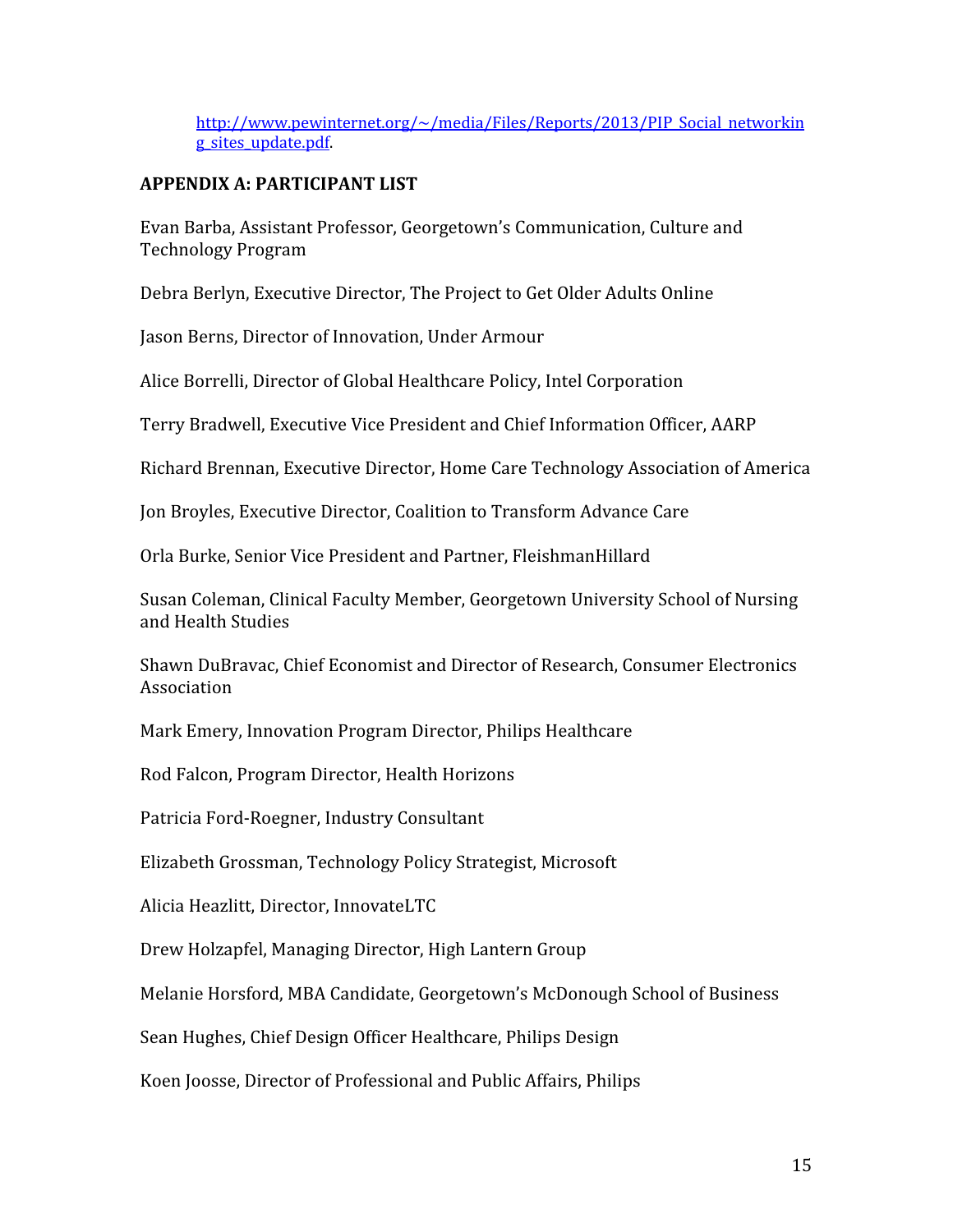http://www.pewinternet.org/~/media/Files/Reports/2013/PIP_Social_networking_sites_update.pdf.

## APPENDIX A: PARTICIPANT LIST

Evan Barba, Assistant Professor, Georgetown's Communication, Culture and Technology Program

Debra Berlyn, Executive Director, The Project to Get Older Adults Online

Jason Berns, Director of Innovation, Under Armour

Alice Borrelli, Director of Global Healthcare Policy, Intel Corporation

Terry Bradwell, Executive Vice President and Chief Information Officer, AARP

Richard Brennan, Executive Director, Home Care Technology Association of America

Jon Broyles, Executive Director, Coalition to Transform Advance Care

Orla Burke, Senior Vice President and Partner, FleishmanHillard

Susan Coleman, Clinical Faculty Member, Georgetown University School of Nursing and Health Studies

Shawn DuBravac, Chief Economist and Director of Research, Consumer Electronics Association

Mark Emery, Innovation Program Director, Philips Healthcare

Rod Falcon, Program Director, Health Horizons

Patricia Ford-Roegner, Industry Consultant

Elizabeth Grossman, Technology Policy Strategist, Microsoft

Alicia Heazlitt, Director, InnovateLTC

Drew Holzapfel, Managing Director, High Lantern Group

Melanie Horsford, MBA Candidate, Georgetown's McDonough School of Business

Sean Hughes, Chief Design Officer Healthcare, Philips Design

Koen Joosse, Director of Professional and Public Affairs, Philips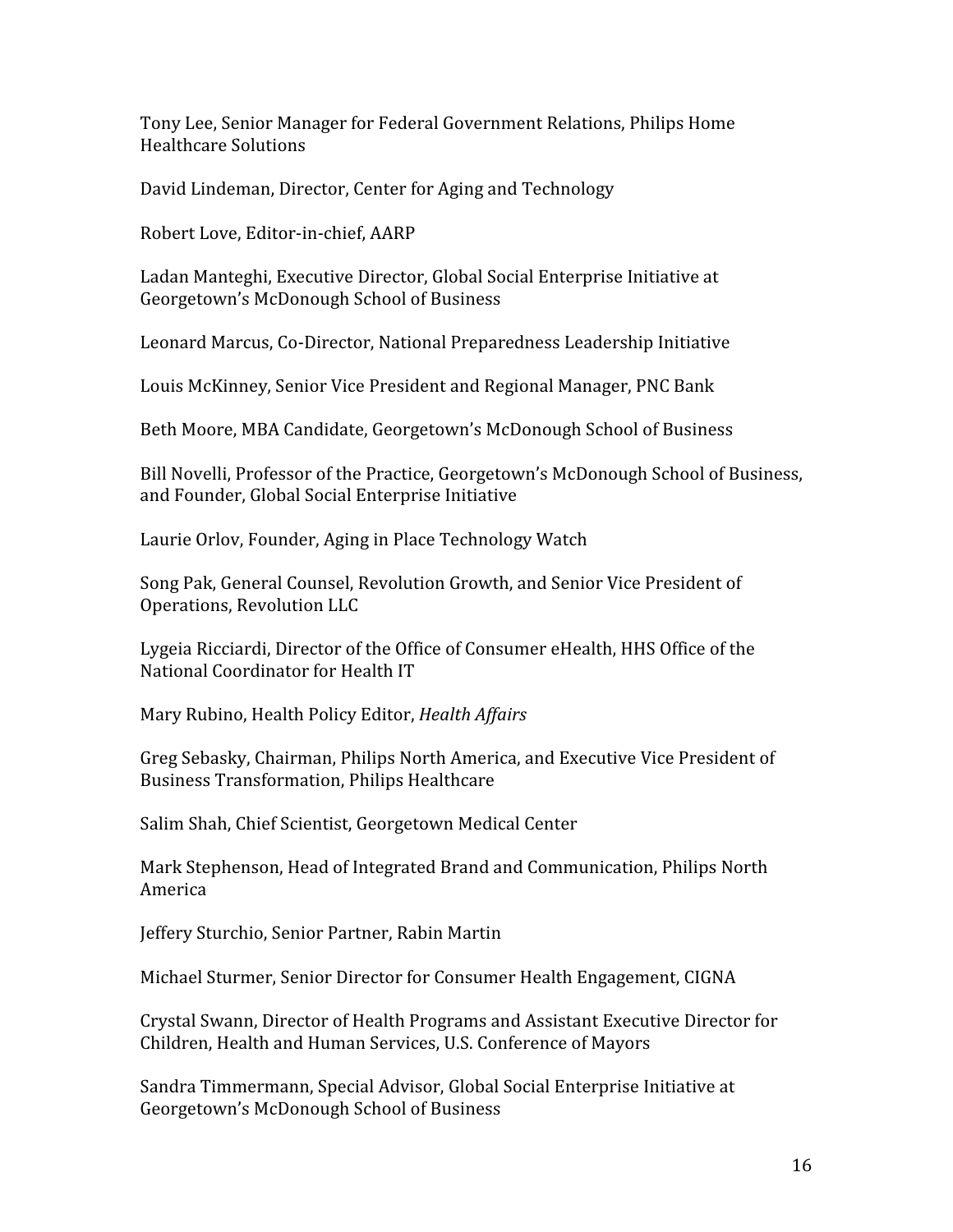Tony Lee, Senior Manager for Federal Government Relations, Philips Home Healthcare Solutions

David Lindeman, Director, Center for Aging and Technology

Robert Love, Editor-in-chief, AARP

Ladan Manteghi, Executive Director, Global Social Enterprise Initiative at Georgetown's McDonough School of Business

Leonard Marcus, Co-Director, National Preparedness Leadership Initiative

Louis McKinney, Senior Vice President and Regional Manager, PNC Bank

Beth Moore, MBA Candidate, Georgetown's McDonough School of Business

Bill Novelli, Professor of the Practice, Georgetown's McDonough School of Business, and Founder, Global Social Enterprise Initiative

Laurie Orlov, Founder, Aging in Place Technology Watch

Song Pak, General Counsel, Revolution Growth, and Senior Vice President of Operations, Revolution LLC

Lygeia Ricciardi, Director of the Office of Consumer eHealth, HHS Office of the National Coordinator for Health IT

Mary Rubino, Health Policy Editor, *Health Affairs*

Greg Sebasky, Chairman, Philips North America, and Executive Vice President of Business Transformation, Philips Healthcare

Salim Shah, Chief Scientist, Georgetown Medical Center

Mark Stephenson, Head of Integrated Brand and Communication, Philips North America

Jeffery Sturchio, Senior Partner, Rabin Martin

Michael Sturmer, Senior Director for Consumer Health Engagement, CIGNA

Crystal Swann, Director of Health Programs and Assistant Executive Director for Children, Health and Human Services, U.S. Conference of Mayors

Sandra Timmermann, Special Advisor, Global Social Enterprise Initiative at Georgetown's McDonough School of Business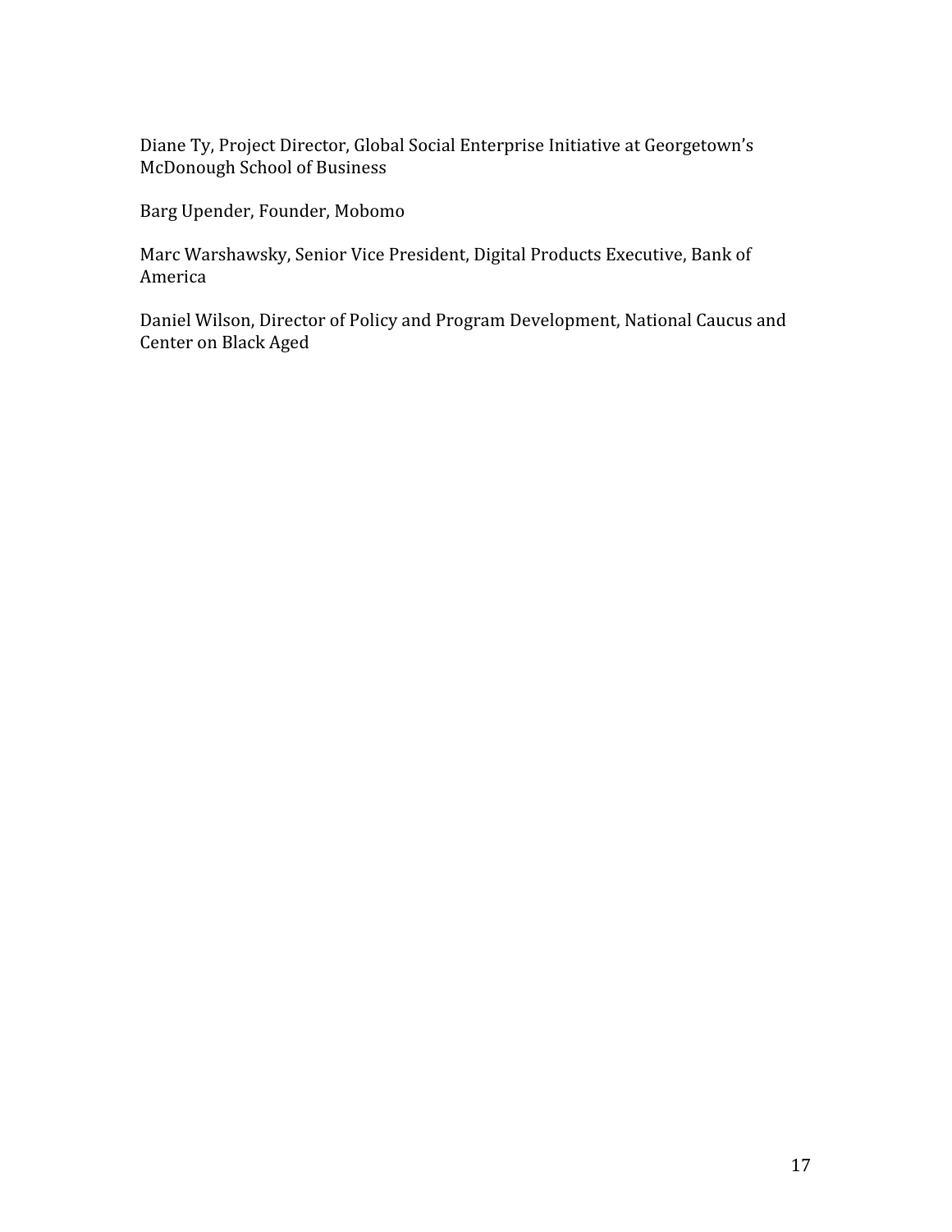Diane Ty, Project Director, Global Social Enterprise Initiative at Georgetown's McDonough School of Business

Barg Upender, Founder, Mobomo

Marc Warshawsky, Senior Vice President, Digital Products Executive, Bank of America

Daniel Wilson, Director of Policy and Program Development, National Caucus and Center on Black Aged